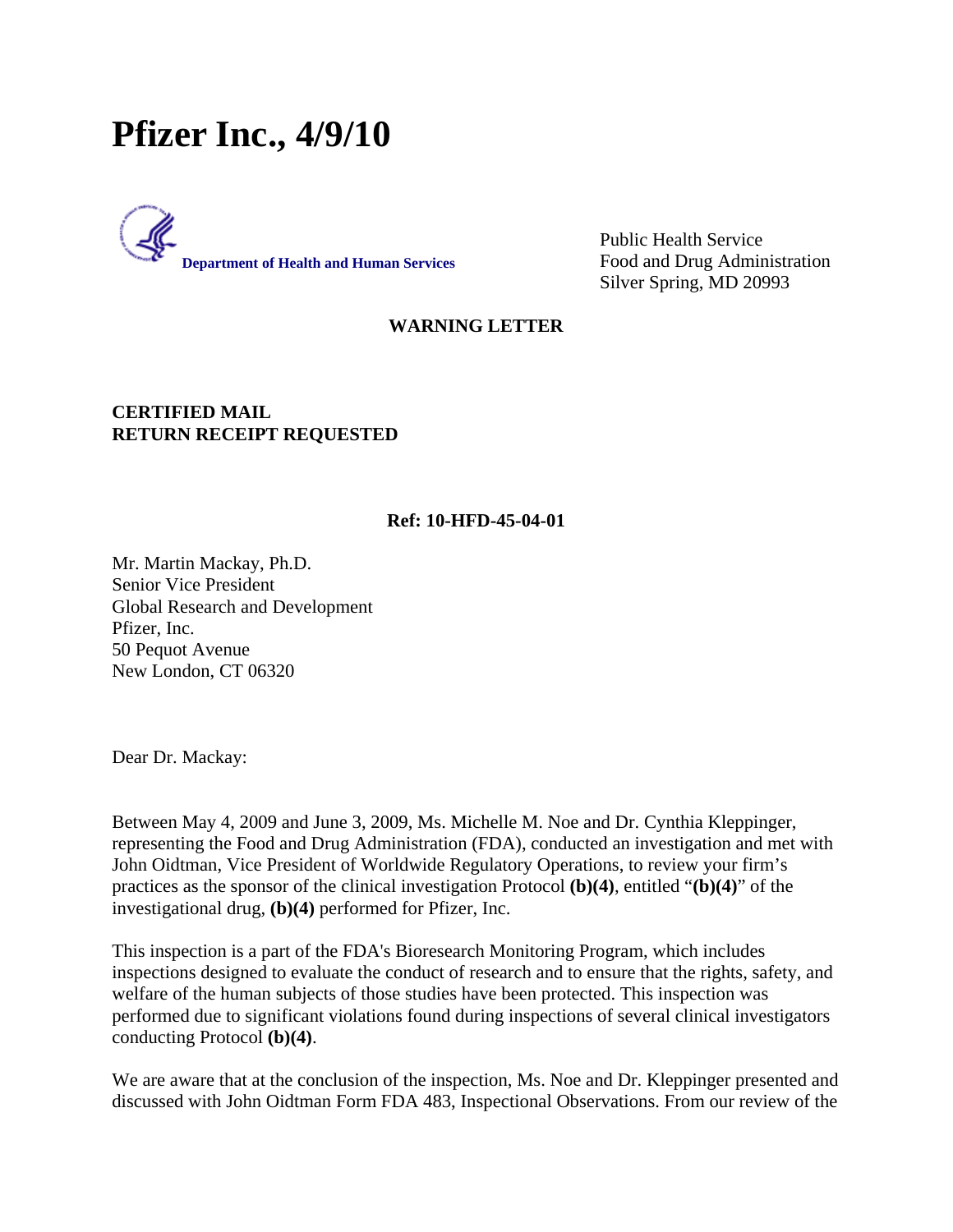# Pfizer Inc., 4/9/10

**Department of Health and Human Services**

Public Health Service
Food and Drug Administration
Silver Spring, MD 20993

**WARNING LETTER**

**CERTIFIED MAIL**
**RETURN RECEIPT REQUESTED**

**Ref: 10-HFD-45-04-01**

Mr. Martin Mackay, Ph.D.
Senior Vice President
Global Research and Development
Pfizer, Inc.
50 Pequot Avenue
New London, CT 06320

Dear Dr. Mackay:

Between May 4, 2009 and June 3, 2009, Ms. Michelle M. Noe and Dr. Cynthia Kleppinger, representing the Food and Drug Administration (FDA), conducted an investigation and met with John Oidtman, Vice President of Worldwide Regulatory Operations, to review your firm's practices as the sponsor of the clinical investigation Protocol **(b)(4)**, entitled "**(b)(4)**" of the investigational drug, **(b)(4)** performed for Pfizer, Inc.

This inspection is a part of the FDA's Bioresearch Monitoring Program, which includes inspections designed to evaluate the conduct of research and to ensure that the rights, safety, and welfare of the human subjects of those studies have been protected. This inspection was performed due to significant violations found during inspections of several clinical investigators conducting Protocol **(b)(4)**.

We are aware that at the conclusion of the inspection, Ms. Noe and Dr. Kleppinger presented and discussed with John Oidtman Form FDA 483, Inspectional Observations. From our review of the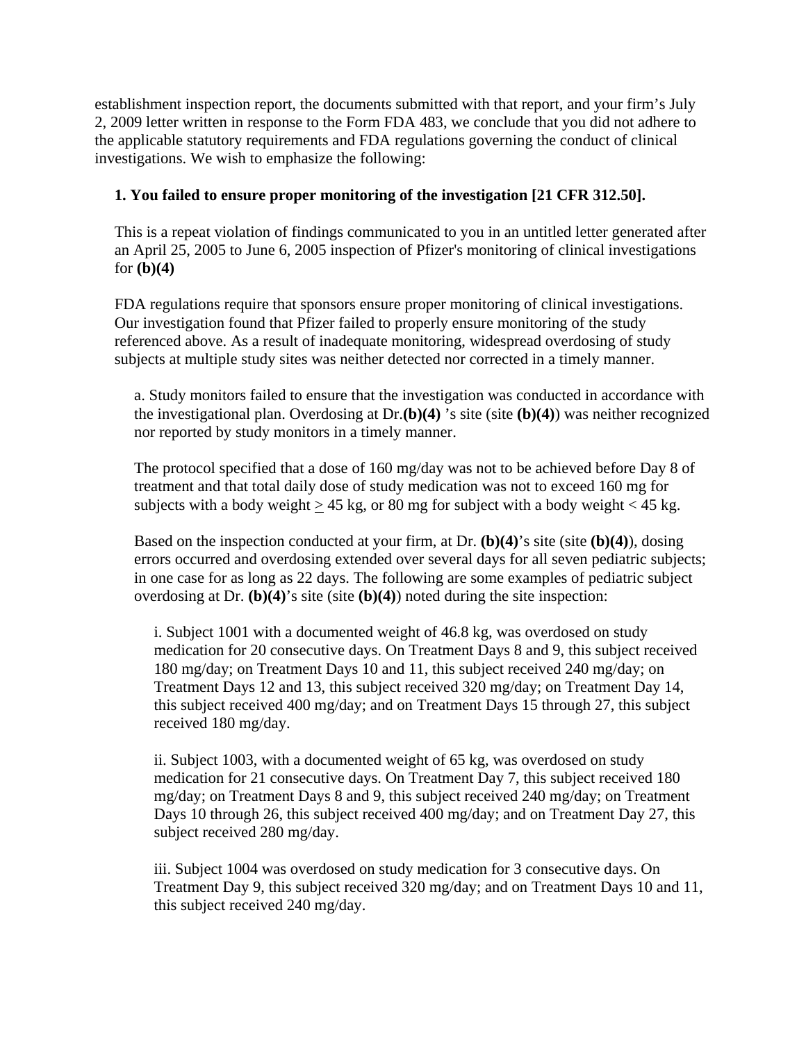establishment inspection report, the documents submitted with that report, and your firm's July 2, 2009 letter written in response to the Form FDA 483, we conclude that you did not adhere to the applicable statutory requirements and FDA regulations governing the conduct of clinical investigations. We wish to emphasize the following:

**1. You failed to ensure proper monitoring of the investigation [21 CFR 312.50].**

This is a repeat violation of findings communicated to you in an untitled letter generated after an April 25, 2005 to June 6, 2005 inspection of Pfizer's monitoring of clinical investigations for **(b)(4)**

FDA regulations require that sponsors ensure proper monitoring of clinical investigations. Our investigation found that Pfizer failed to properly ensure monitoring of the study referenced above. As a result of inadequate monitoring, widespread overdosing of study subjects at multiple study sites was neither detected nor corrected in a timely manner.

a. Study monitors failed to ensure that the investigation was conducted in accordance with the investigational plan. Overdosing at Dr.**(b)(4)** 's site (site **(b)(4)**) was neither recognized nor reported by study monitors in a timely manner.

The protocol specified that a dose of 160 mg/day was not to be achieved before Day 8 of treatment and that total daily dose of study medication was not to exceed 160 mg for subjects with a body weight ≥ 45 kg, or 80 mg for subject with a body weight < 45 kg.

Based on the inspection conducted at your firm, at Dr. **(b)(4)**'s site (site **(b)(4)**), dosing errors occurred and overdosing extended over several days for all seven pediatric subjects; in one case for as long as 22 days. The following are some examples of pediatric subject overdosing at Dr. **(b)(4)**'s site (site **(b)(4)**) noted during the site inspection:

i. Subject 1001 with a documented weight of 46.8 kg, was overdosed on study medication for 20 consecutive days. On Treatment Days 8 and 9, this subject received 180 mg/day; on Treatment Days 10 and 11, this subject received 240 mg/day; on Treatment Days 12 and 13, this subject received 320 mg/day; on Treatment Day 14, this subject received 400 mg/day; and on Treatment Days 15 through 27, this subject received 180 mg/day.

ii. Subject 1003, with a documented weight of 65 kg, was overdosed on study medication for 21 consecutive days. On Treatment Day 7, this subject received 180 mg/day; on Treatment Days 8 and 9, this subject received 240 mg/day; on Treatment Days 10 through 26, this subject received 400 mg/day; and on Treatment Day 27, this subject received 280 mg/day.

iii. Subject 1004 was overdosed on study medication for 3 consecutive days. On Treatment Day 9, this subject received 320 mg/day; and on Treatment Days 10 and 11, this subject received 240 mg/day.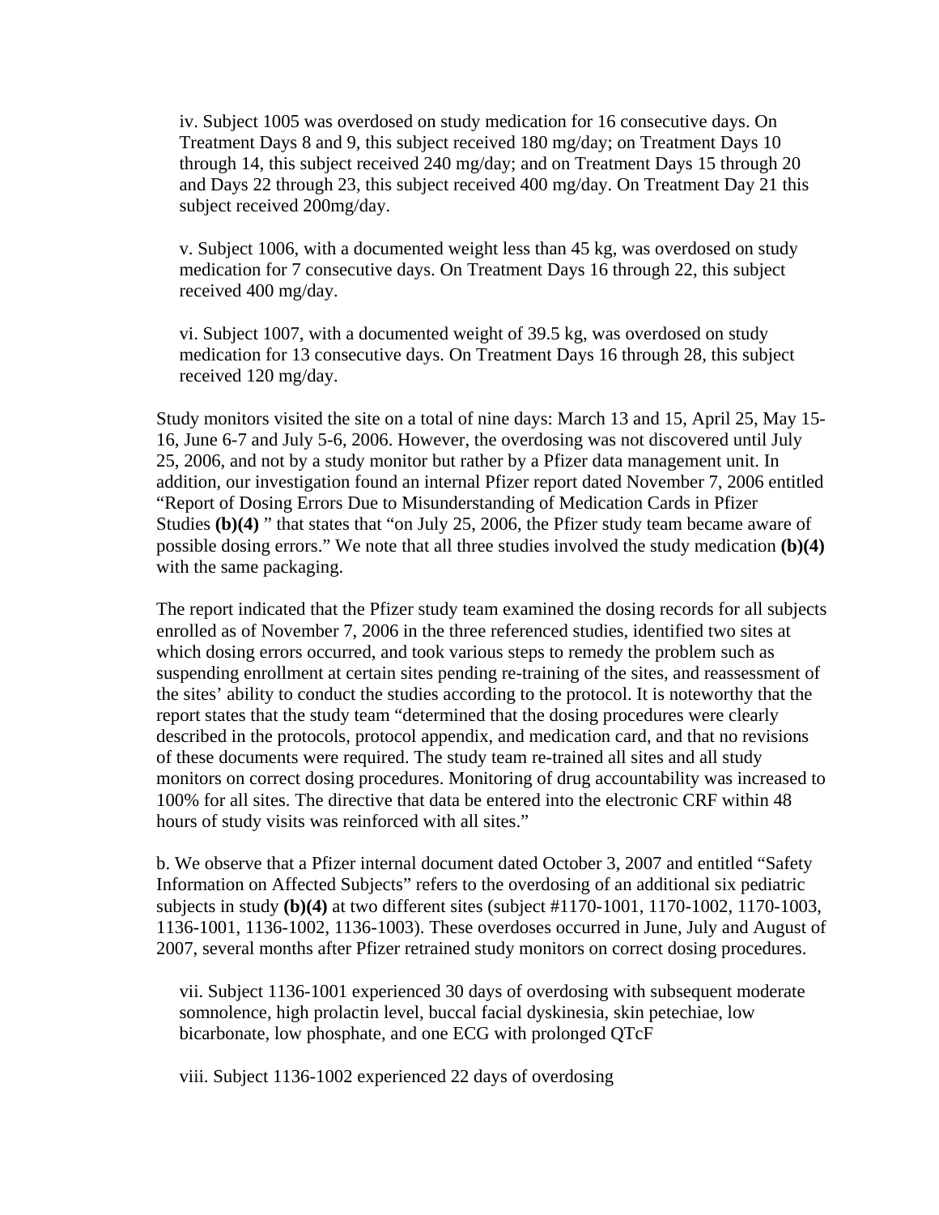iv. Subject 1005 was overdosed on study medication for 16 consecutive days. On Treatment Days 8 and 9, this subject received 180 mg/day; on Treatment Days 10 through 14, this subject received 240 mg/day; and on Treatment Days 15 through 20 and Days 22 through 23, this subject received 400 mg/day. On Treatment Day 21 this subject received 200mg/day.

v. Subject 1006, with a documented weight less than 45 kg, was overdosed on study medication for 7 consecutive days. On Treatment Days 16 through 22, this subject received 400 mg/day.

vi. Subject 1007, with a documented weight of 39.5 kg, was overdosed on study medication for 13 consecutive days. On Treatment Days 16 through 28, this subject received 120 mg/day.

Study monitors visited the site on a total of nine days: March 13 and 15, April 25, May 15-16, June 6-7 and July 5-6, 2006. However, the overdosing was not discovered until July 25, 2006, and not by a study monitor but rather by a Pfizer data management unit. In addition, our investigation found an internal Pfizer report dated November 7, 2006 entitled "Report of Dosing Errors Due to Misunderstanding of Medication Cards in Pfizer Studies **(b)(4)** " that states that "on July 25, 2006, the Pfizer study team became aware of possible dosing errors." We note that all three studies involved the study medication **(b)(4)** with the same packaging.

The report indicated that the Pfizer study team examined the dosing records for all subjects enrolled as of November 7, 2006 in the three referenced studies, identified two sites at which dosing errors occurred, and took various steps to remedy the problem such as suspending enrollment at certain sites pending re-training of the sites, and reassessment of the sites' ability to conduct the studies according to the protocol. It is noteworthy that the report states that the study team "determined that the dosing procedures were clearly described in the protocols, protocol appendix, and medication card, and that no revisions of these documents were required. The study team re-trained all sites and all study monitors on correct dosing procedures. Monitoring of drug accountability was increased to 100% for all sites. The directive that data be entered into the electronic CRF within 48 hours of study visits was reinforced with all sites."

b. We observe that a Pfizer internal document dated October 3, 2007 and entitled "Safety Information on Affected Subjects" refers to the overdosing of an additional six pediatric subjects in study **(b)(4)** at two different sites (subject #1170-1001, 1170-1002, 1170-1003, 1136-1001, 1136-1002, 1136-1003). These overdoses occurred in June, July and August of 2007, several months after Pfizer retrained study monitors on correct dosing procedures.

vii. Subject 1136-1001 experienced 30 days of overdosing with subsequent moderate somnolence, high prolactin level, buccal facial dyskinesia, skin petechiae, low bicarbonate, low phosphate, and one ECG with prolonged QTcF

viii. Subject 1136-1002 experienced 22 days of overdosing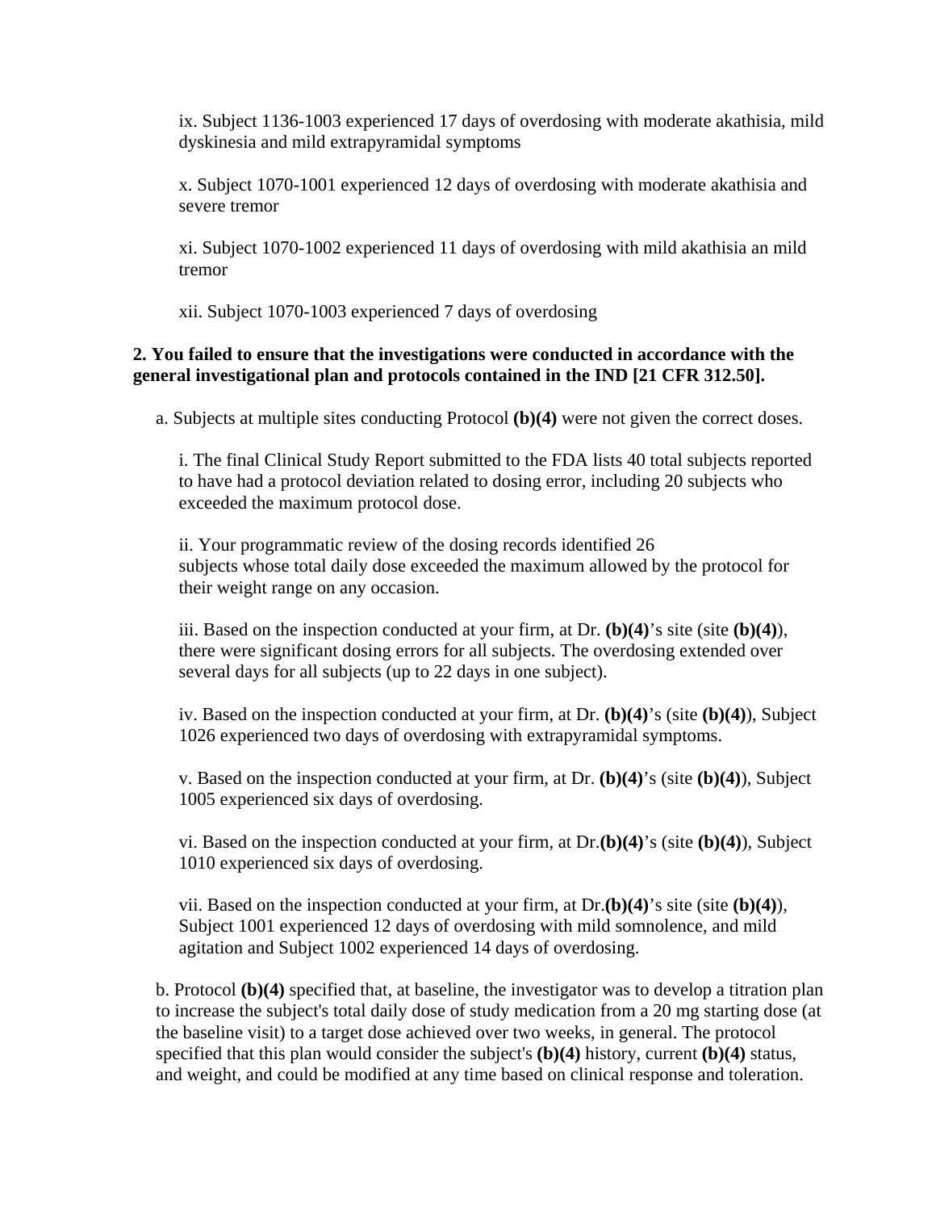ix. Subject 1136-1003 experienced 17 days of overdosing with moderate akathisia, mild dyskinesia and mild extrapyramidal symptoms

x. Subject 1070-1001 experienced 12 days of overdosing with moderate akathisia and severe tremor

xi. Subject 1070-1002 experienced 11 days of overdosing with mild akathisia an mild tremor

xii. Subject 1070-1003 experienced 7 days of overdosing

**2. You failed to ensure that the investigations were conducted in accordance with the general investigational plan and protocols contained in the IND [21 CFR 312.50].**

a. Subjects at multiple sites conducting Protocol **(b)(4)** were not given the correct doses.

i. The final Clinical Study Report submitted to the FDA lists 40 total subjects reported to have had a protocol deviation related to dosing error, including 20 subjects who exceeded the maximum protocol dose.

ii. Your programmatic review of the dosing records identified 26 subjects whose total daily dose exceeded the maximum allowed by the protocol for their weight range on any occasion.

iii. Based on the inspection conducted at your firm, at Dr. **(b)(4)**'s site (site **(b)(4)**), there were significant dosing errors for all subjects. The overdosing extended over several days for all subjects (up to 22 days in one subject).

iv. Based on the inspection conducted at your firm, at Dr. **(b)(4)**'s (site **(b)(4)**), Subject 1026 experienced two days of overdosing with extrapyramidal symptoms.

v. Based on the inspection conducted at your firm, at Dr. **(b)(4)**'s (site **(b)(4)**), Subject 1005 experienced six days of overdosing.

vi. Based on the inspection conducted at your firm, at Dr.**(b)(4)**'s (site **(b)(4)**), Subject 1010 experienced six days of overdosing.

vii. Based on the inspection conducted at your firm, at Dr.**(b)(4)**'s site (site **(b)(4)**), Subject 1001 experienced 12 days of overdosing with mild somnolence, and mild agitation and Subject 1002 experienced 14 days of overdosing.

b. Protocol **(b)(4)** specified that, at baseline, the investigator was to develop a titration plan to increase the subject's total daily dose of study medication from a 20 mg starting dose (at the baseline visit) to a target dose achieved over two weeks, in general. The protocol specified that this plan would consider the subject's **(b)(4)** history, current **(b)(4)** status, and weight, and could be modified at any time based on clinical response and toleration.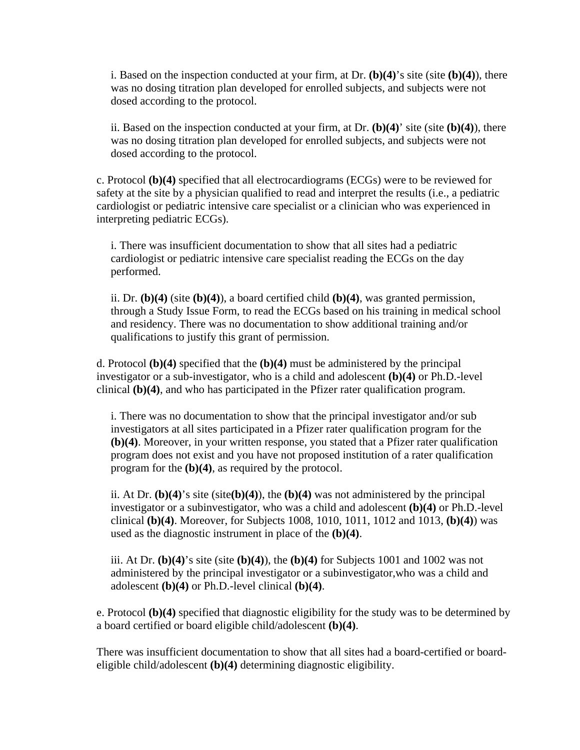i. Based on the inspection conducted at your firm, at Dr. **(b)(4)**'s site (site **(b)(4)**), there was no dosing titration plan developed for enrolled subjects, and subjects were not dosed according to the protocol.

ii. Based on the inspection conducted at your firm, at Dr. **(b)(4)**' site (site **(b)(4)**), there was no dosing titration plan developed for enrolled subjects, and subjects were not dosed according to the protocol.

c. Protocol **(b)(4)** specified that all electrocardiograms (ECGs) were to be reviewed for safety at the site by a physician qualified to read and interpret the results (i.e., a pediatric cardiologist or pediatric intensive care specialist or a clinician who was experienced in interpreting pediatric ECGs).

i. There was insufficient documentation to show that all sites had a pediatric cardiologist or pediatric intensive care specialist reading the ECGs on the day performed.

ii. Dr. **(b)(4)** (site **(b)(4)**), a board certified child **(b)(4)**, was granted permission, through a Study Issue Form, to read the ECGs based on his training in medical school and residency. There was no documentation to show additional training and/or qualifications to justify this grant of permission.

d. Protocol **(b)(4)** specified that the **(b)(4)** must be administered by the principal investigator or a sub-investigator, who is a child and adolescent **(b)(4)** or Ph.D.-level clinical **(b)(4)**, and who has participated in the Pfizer rater qualification program.

i. There was no documentation to show that the principal investigator and/or sub investigators at all sites participated in a Pfizer rater qualification program for the **(b)(4)**. Moreover, in your written response, you stated that a Pfizer rater qualification program does not exist and you have not proposed institution of a rater qualification program for the **(b)(4)**, as required by the protocol.

ii. At Dr. **(b)(4)**'s site (site**(b)(4)**), the **(b)(4)** was not administered by the principal investigator or a subinvestigator, who was a child and adolescent **(b)(4)** or Ph.D.-level clinical **(b)(4)**. Moreover, for Subjects 1008, 1010, 1011, 1012 and 1013, **(b)(4)**) was used as the diagnostic instrument in place of the **(b)(4)**.

iii. At Dr. **(b)(4)**'s site (site **(b)(4)**), the **(b)(4)** for Subjects 1001 and 1002 was not administered by the principal investigator or a subinvestigator,who was a child and adolescent **(b)(4)** or Ph.D.-level clinical **(b)(4)**.

e. Protocol **(b)(4)** specified that diagnostic eligibility for the study was to be determined by a board certified or board eligible child/adolescent **(b)(4)**.

There was insufficient documentation to show that all sites had a board-certified or board-eligible child/adolescent **(b)(4)** determining diagnostic eligibility.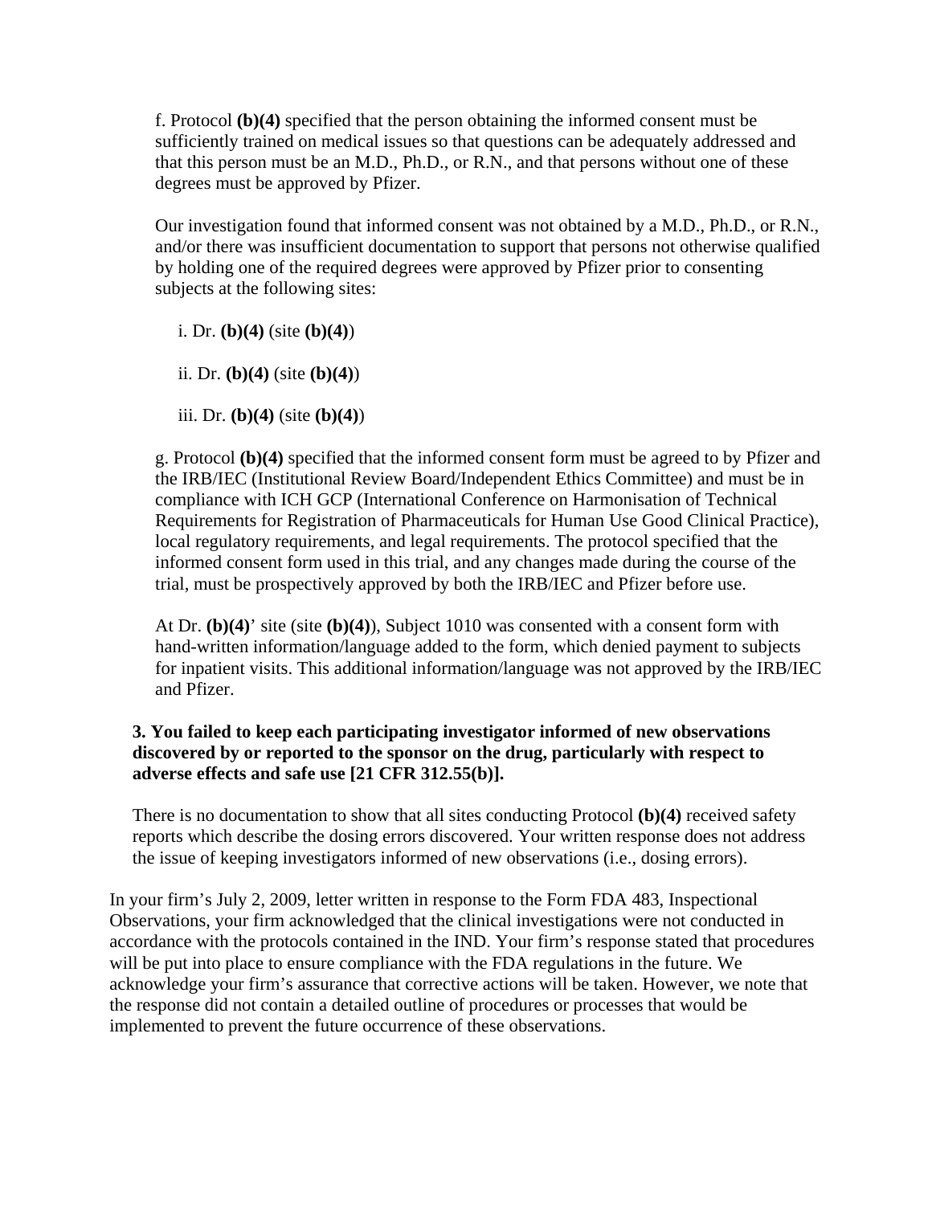f. Protocol **(b)(4)** specified that the person obtaining the informed consent must be sufficiently trained on medical issues so that questions can be adequately addressed and that this person must be an M.D., Ph.D., or R.N., and that persons without one of these degrees must be approved by Pfizer.

Our investigation found that informed consent was not obtained by a M.D., Ph.D., or R.N., and/or there was insufficient documentation to support that persons not otherwise qualified by holding one of the required degrees were approved by Pfizer prior to consenting subjects at the following sites:

i. Dr. **(b)(4)** (site **(b)(4)**)

ii. Dr. **(b)(4)** (site **(b)(4)**)

iii. Dr. **(b)(4)** (site **(b)(4)**)

g. Protocol **(b)(4)** specified that the informed consent form must be agreed to by Pfizer and the IRB/IEC (Institutional Review Board/Independent Ethics Committee) and must be in compliance with ICH GCP (International Conference on Harmonisation of Technical Requirements for Registration of Pharmaceuticals for Human Use Good Clinical Practice), local regulatory requirements, and legal requirements. The protocol specified that the informed consent form used in this trial, and any changes made during the course of the trial, must be prospectively approved by both the IRB/IEC and Pfizer before use.

At Dr. **(b)(4)**' site (site **(b)(4)**), Subject 1010 was consented with a consent form with hand-written information/language added to the form, which denied payment to subjects for inpatient visits. This additional information/language was not approved by the IRB/IEC and Pfizer.

**3. You failed to keep each participating investigator informed of new observations discovered by or reported to the sponsor on the drug, particularly with respect to adverse effects and safe use [21 CFR 312.55(b)].**

There is no documentation to show that all sites conducting Protocol **(b)(4)** received safety reports which describe the dosing errors discovered. Your written response does not address the issue of keeping investigators informed of new observations (i.e., dosing errors).

In your firm's July 2, 2009, letter written in response to the Form FDA 483, Inspectional Observations, your firm acknowledged that the clinical investigations were not conducted in accordance with the protocols contained in the IND. Your firm's response stated that procedures will be put into place to ensure compliance with the FDA regulations in the future. We acknowledge your firm's assurance that corrective actions will be taken. However, we note that the response did not contain a detailed outline of procedures or processes that would be implemented to prevent the future occurrence of these observations.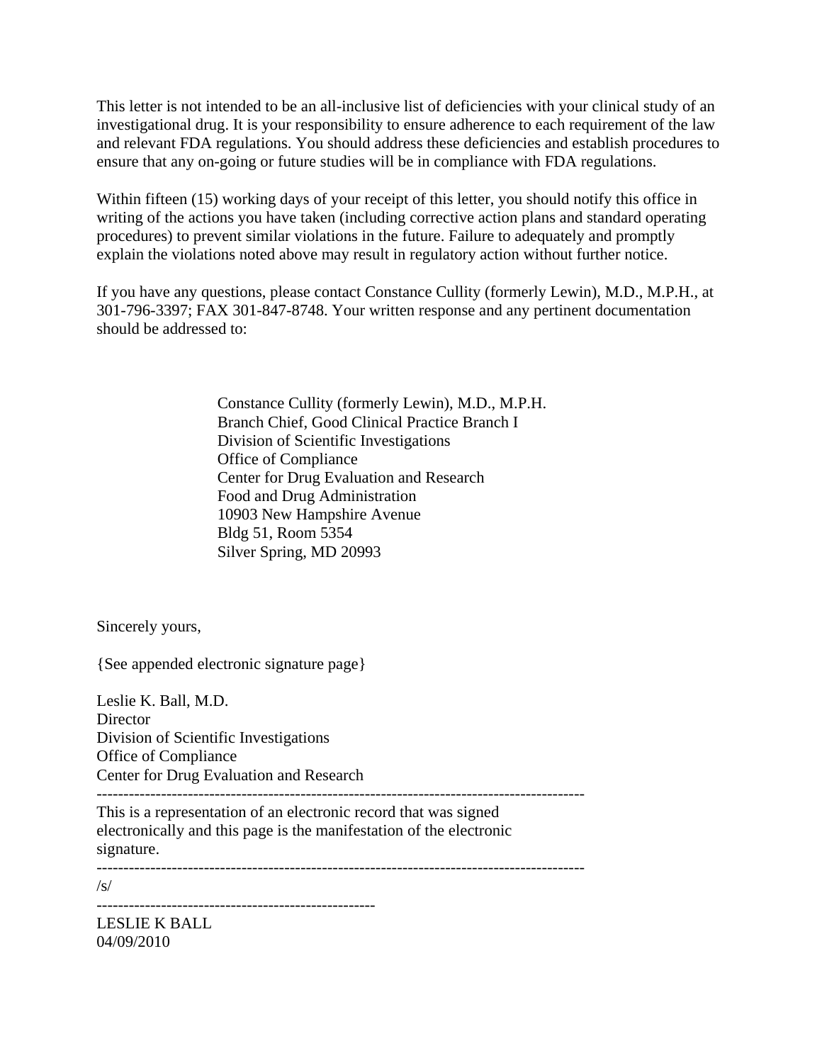This letter is not intended to be an all-inclusive list of deficiencies with your clinical study of an investigational drug. It is your responsibility to ensure adherence to each requirement of the law and relevant FDA regulations. You should address these deficiencies and establish procedures to ensure that any on-going or future studies will be in compliance with FDA regulations.

Within fifteen (15) working days of your receipt of this letter, you should notify this office in writing of the actions you have taken (including corrective action plans and standard operating procedures) to prevent similar violations in the future. Failure to adequately and promptly explain the violations noted above may result in regulatory action without further notice.

If you have any questions, please contact Constance Cullity (formerly Lewin), M.D., M.P.H., at 301-796-3397; FAX 301-847-8748. Your written response and any pertinent documentation should be addressed to:

> Constance Cullity (formerly Lewin), M.D., M.P.H.
> Branch Chief, Good Clinical Practice Branch I
> Division of Scientific Investigations
> Office of Compliance
> Center for Drug Evaluation and Research
> Food and Drug Administration
> 10903 New Hampshire Avenue
> Bldg 51, Room 5354
> Silver Spring, MD 20993

Sincerely yours,

{See appended electronic signature page}

Leslie K. Ball, M.D.
Director
Division of Scientific Investigations
Office of Compliance
Center for Drug Evaluation and Research

---

This is a representation of an electronic record that was signed electronically and this page is the manifestation of the electronic signature.

---

/s/

---

LESLIE K BALL
04/09/2010